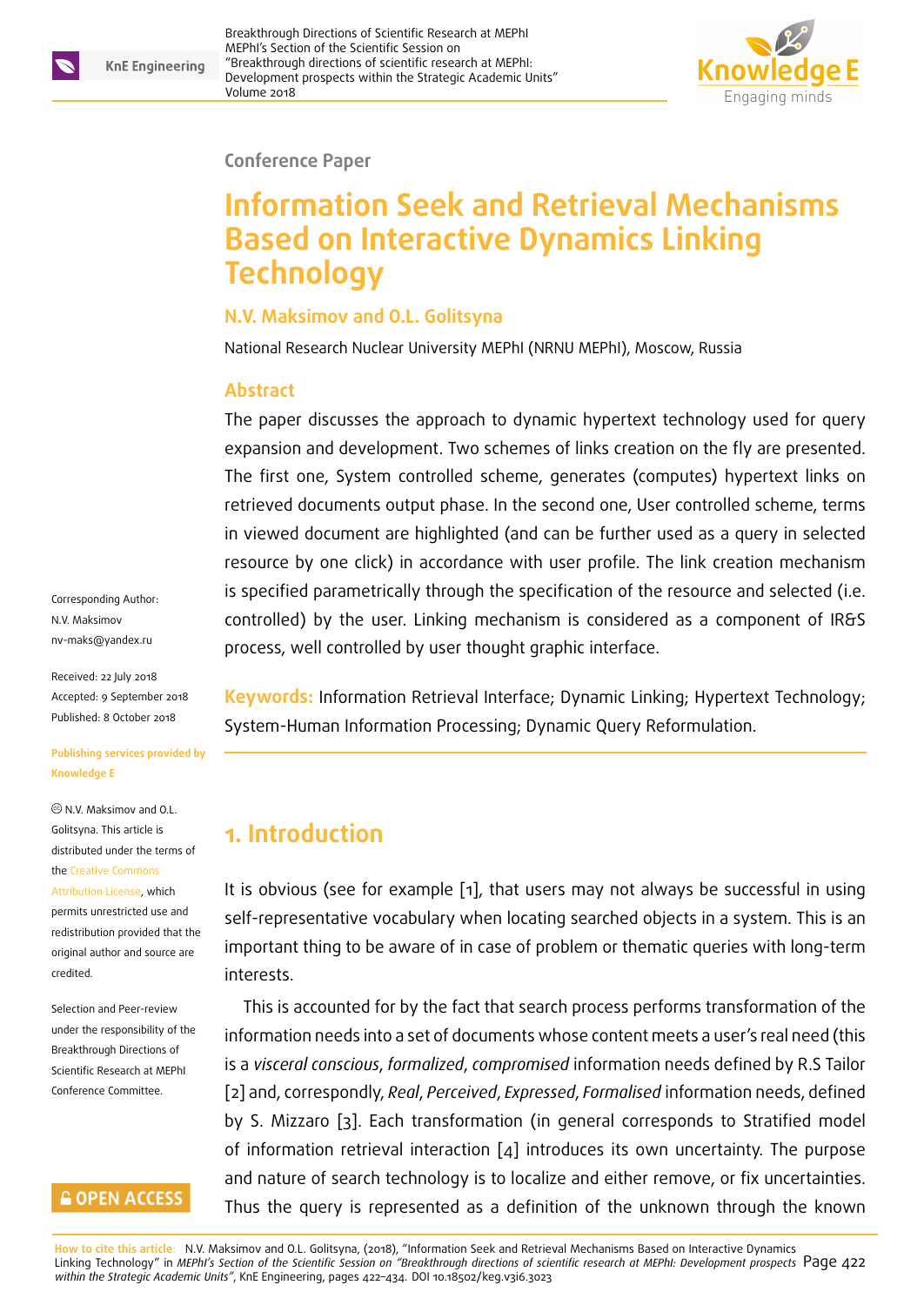Conference Paper

# Information Seek and Retrieval Mechanisms Based on Interactive Dynamics Linking Technology

**N.V. Maksimov and O.L. Golitsyna**

National Research Nuclear University MEPhI (NRNU MEPhI), Moscow, Russia

Corresponding Author: N.V. Maksimov nv-maks@yandex.ru

Received: 22 July 2018
Accepted: 9 September 2018
Published: 8 October 2018

Publishing services provided by Knowledge E

© N.V. Maksimov and O.L. Golitsyna. This article is distributed under the terms of the Creative Commons Attribution License, which permits unrestricted use and redistribution provided that the original author and source are credited.

Selection and Peer-review under the responsibility of the Breakthrough Directions of Scientific Research at MEPhI Conference Committee.

## Abstract

The paper discusses the approach to dynamic hypertext technology used for query expansion and development. Two schemes of links creation on the fly are presented. The first one, System controlled scheme, generates (computes) hypertext links on retrieved documents output phase. In the second one, User controlled scheme, terms in viewed document are highlighted (and can be further used as a query in selected resource by one click) in accordance with user profile. The link creation mechanism is specified parametrically through the specification of the resource and selected (i.e. controlled) by the user. Linking mechanism is considered as a component of IR&S process, well controlled by user thought graphic interface.

**Keywords:** Information Retrieval Interface; Dynamic Linking; Hypertext Technology; System-Human Information Processing; Dynamic Query Reformulation.

## 1. Introduction

It is obvious (see for example [1], that users may not always be successful in using self-representative vocabulary when locating searched objects in a system. This is an important thing to be aware of in case of problem or thematic queries with long-term interests.

This is accounted for by the fact that search process performs transformation of the information needs into a set of documents whose content meets a user's real need (this is a *visceral conscious*, *formalized*, *compromised* information needs defined by R.S Tailor [2] and, correspondingly, *Real*, *Perceived*, *Expressed*, *Formalised* information needs, defined by S. Mizzaro [3]. Each transformation (in general corresponds to Stratified model of information retrieval interaction [4] introduces its own uncertainty. The purpose and nature of search technology is to localize and either remove, or fix uncertainties. Thus the query is represented as a definition of the unknown through the known

**How to cite this article:** N.V. Maksimov and O.L. Golitsyna, (2018), "Information Seek and Retrieval Mechanisms Based on Interactive Dynamics Linking Technology" in *MEPhI's Section of the Scientific Session on "Breakthrough directions of scientific research at MEPhI: Development prospects within the Strategic Academic Units"*, KnE Engineering, pages 422–434. DOI 10.18502/keg.v3i6.3023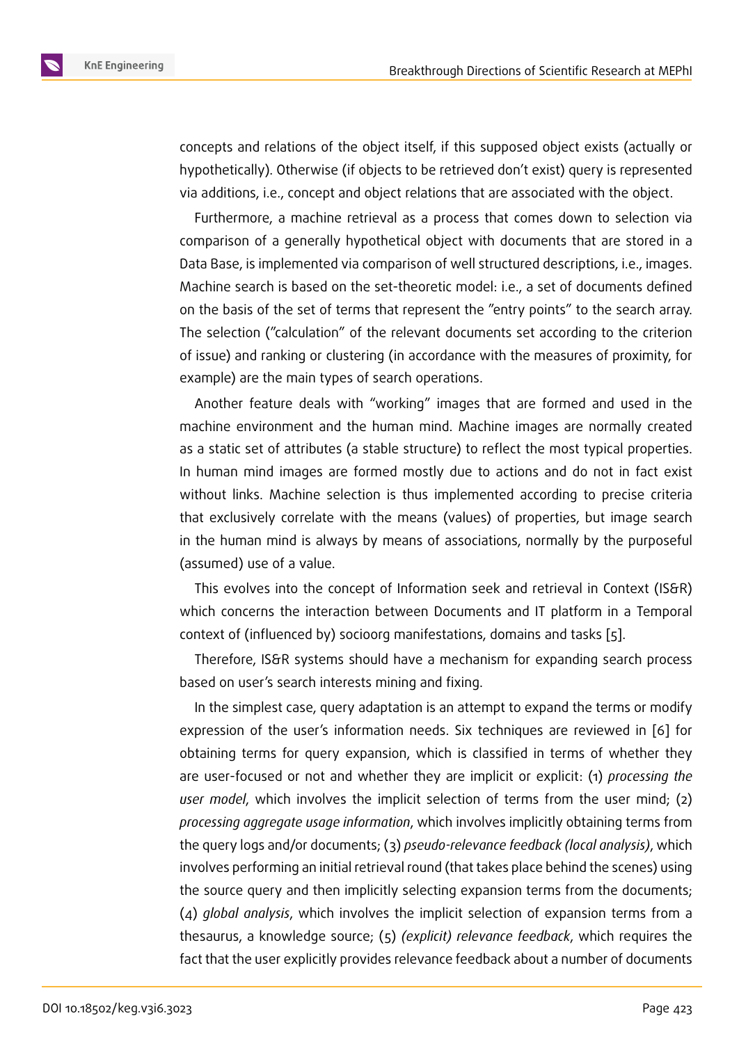concepts and relations of the object itself, if this supposed object exists (actually or hypothetically). Otherwise (if objects to be retrieved don't exist) query is represented via additions, i.e., concept and object relations that are associated with the object.

Furthermore, a machine retrieval as a process that comes down to selection via comparison of a generally hypothetical object with documents that are stored in a Data Base, is implemented via comparison of well structured descriptions, i.e., images. Machine search is based on the set-theoretic model: i.e., a set of documents defined on the basis of the set of terms that represent the "entry points" to the search array. The selection ("calculation" of the relevant documents set according to the criterion of issue) and ranking or clustering (in accordance with the measures of proximity, for example) are the main types of search operations.

Another feature deals with "working" images that are formed and used in the machine environment and the human mind. Machine images are normally created as a static set of attributes (a stable structure) to reflect the most typical properties. In human mind images are formed mostly due to actions and do not in fact exist without links. Machine selection is thus implemented according to precise criteria that exclusively correlate with the means (values) of properties, but image search in the human mind is always by means of associations, normally by the purposeful (assumed) use of a value.

This evolves into the concept of Information seek and retrieval in Context (IS&R) which concerns the interaction between Documents and IT platform in a Temporal context of (influenced by) socioorg manifestations, domains and tasks [5].

Therefore, IS&R systems should have a mechanism for expanding search process based on user's search interests mining and fixing.

In the simplest case, query adaptation is an attempt to expand the terms or modify expression of the user's information needs. Six techniques are reviewed in [6] for obtaining terms for query expansion, which is classified in terms of whether they are user-focused or not and whether they are implicit or explicit: (1) *processing the user model*, which involves the implicit selection of terms from the user mind; (2) *processing aggregate usage information*, which involves implicitly obtaining terms from the query logs and/or documents; (3) *pseudo-relevance feedback (local analysis)*, which involves performing an initial retrieval round (that takes place behind the scenes) using the source query and then implicitly selecting expansion terms from the documents; (4) *global analysis*, which involves the implicit selection of expansion terms from a thesaurus, a knowledge source; (5) *(explicit) relevance feedback*, which requires the fact that the user explicitly provides relevance feedback about a number of documents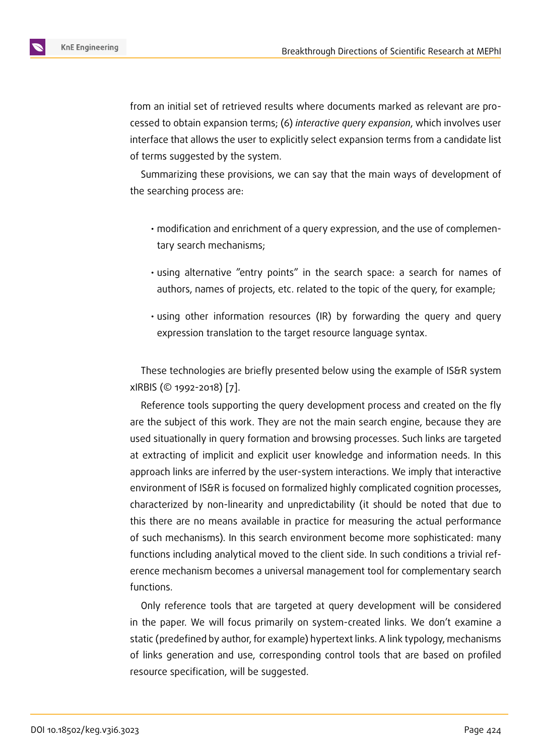from an initial set of retrieved results where documents marked as relevant are processed to obtain expansion terms; (6) *interactive query expansion*, which involves user interface that allows the user to explicitly select expansion terms from a candidate list of terms suggested by the system.

Summarizing these provisions, we can say that the main ways of development of the searching process are:

- modification and enrichment of a query expression, and the use of complementary search mechanisms;
- using alternative "entry points" in the search space: a search for names of authors, names of projects, etc. related to the topic of the query, for example;
- using other information resources (IR) by forwarding the query and query expression translation to the target resource language syntax.

These technologies are briefly presented below using the example of IS&R system xIRBIS (© 1992-2018) [7].

Reference tools supporting the query development process and created on the fly are the subject of this work. They are not the main search engine, because they are used situationally in query formation and browsing processes. Such links are targeted at extracting of implicit and explicit user knowledge and information needs. In this approach links are inferred by the user-system interactions. We imply that interactive environment of IS&R is focused on formalized highly complicated cognition processes, characterized by non-linearity and unpredictability (it should be noted that due to this there are no means available in practice for measuring the actual performance of such mechanisms). In this search environment become more sophisticated: many functions including analytical moved to the client side. In such conditions a trivial reference mechanism becomes a universal management tool for complementary search functions.

Only reference tools that are targeted at query development will be considered in the paper. We will focus primarily on system-created links. We don't examine a static (predefined by author, for example) hypertext links. A link typology, mechanisms of links generation and use, corresponding control tools that are based on profiled resource specification, will be suggested.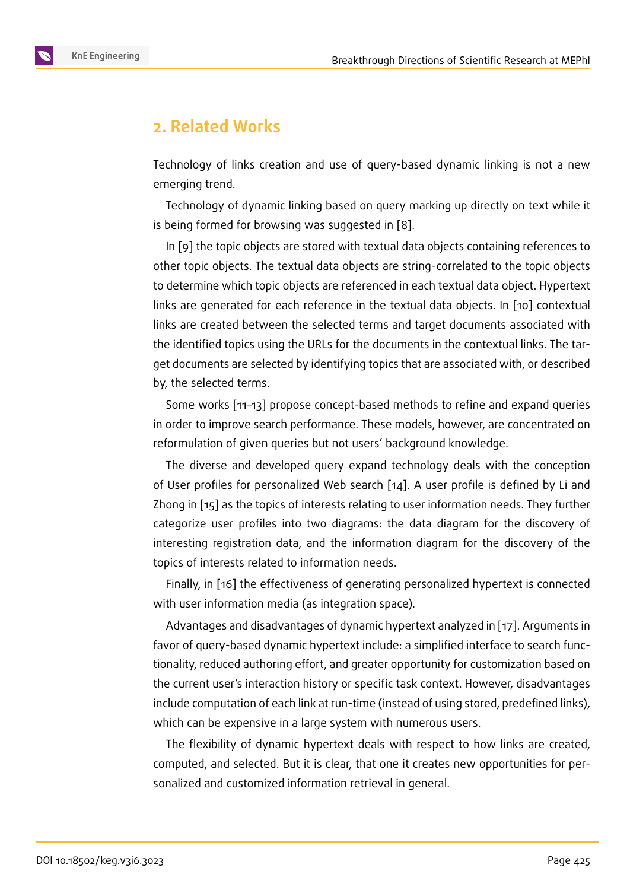## 2. Related Works

Technology of links creation and use of query-based dynamic linking is not a new emerging trend.

Technology of dynamic linking based on query marking up directly on text while it is being formed for browsing was suggested in [8].

In [9] the topic objects are stored with textual data objects containing references to other topic objects. The textual data objects are string-correlated to the topic objects to determine which topic objects are referenced in each textual data object. Hypertext links are generated for each reference in the textual data objects. In [10] contextual links are created between the selected terms and target documents associated with the identified topics using the URLs for the documents in the contextual links. The target documents are selected by identifying topics that are associated with, or described by, the selected terms.

Some works [11–13] propose concept-based methods to refine and expand queries in order to improve search performance. These models, however, are concentrated on reformulation of given queries but not users' background knowledge.

The diverse and developed query expand technology deals with the conception of User profiles for personalized Web search [14]. A user profile is defined by Li and Zhong in [15] as the topics of interests relating to user information needs. They further categorize user profiles into two diagrams: the data diagram for the discovery of interesting registration data, and the information diagram for the discovery of the topics of interests related to information needs.

Finally, in [16] the effectiveness of generating personalized hypertext is connected with user information media (as integration space).

Advantages and disadvantages of dynamic hypertext analyzed in [17]. Arguments in favor of query-based dynamic hypertext include: a simplified interface to search functionality, reduced authoring effort, and greater opportunity for customization based on the current user's interaction history or specific task context. However, disadvantages include computation of each link at run-time (instead of using stored, predefined links), which can be expensive in a large system with numerous users.

The flexibility of dynamic hypertext deals with respect to how links are created, computed, and selected. But it is clear, that one it creates new opportunities for personalized and customized information retrieval in general.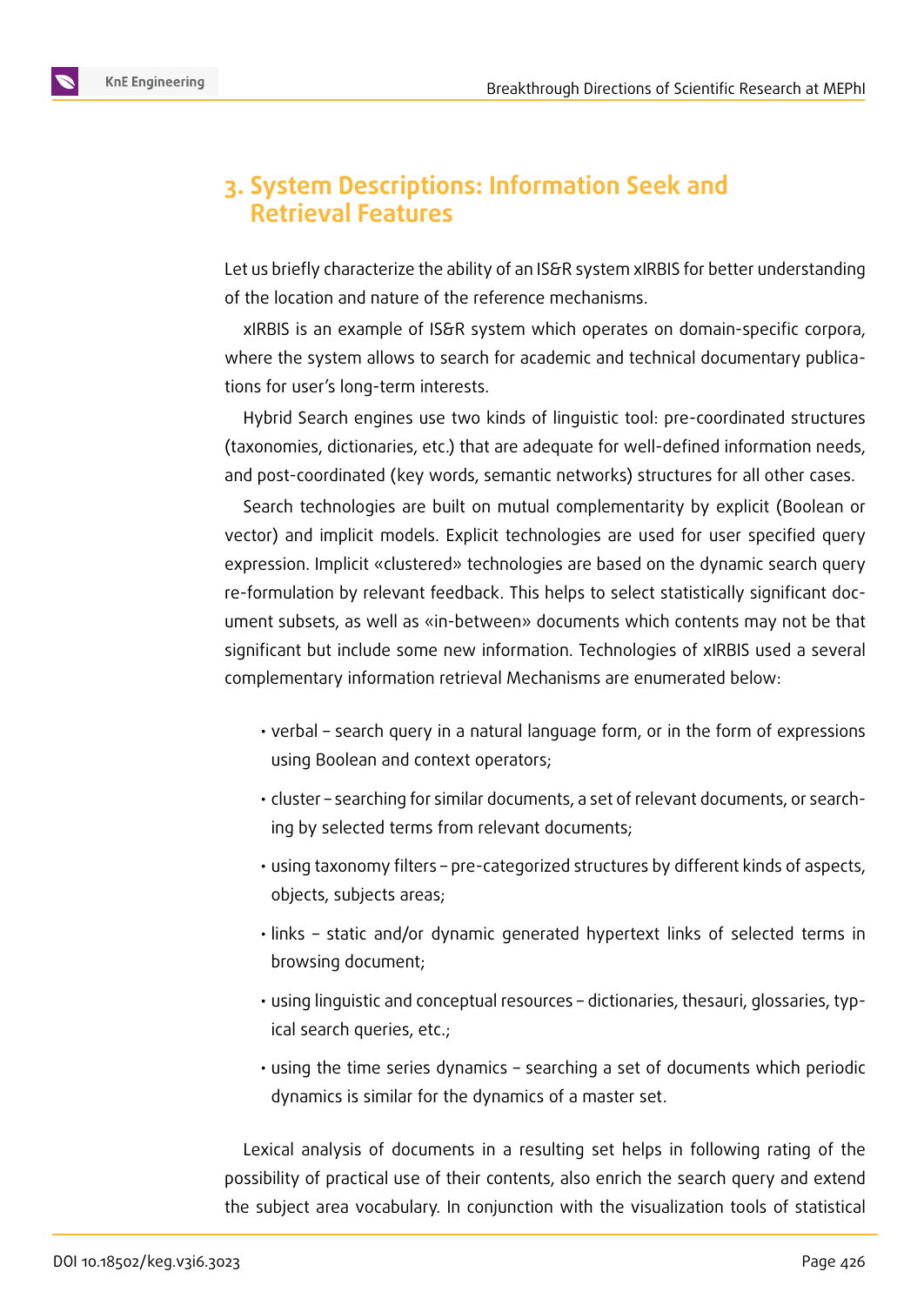## 3. System Descriptions: Information Seek and Retrieval Features

Let us briefly characterize the ability of an IS&R system xIRBIS for better understanding of the location and nature of the reference mechanisms.

xIRBIS is an example of IS&R system which operates on domain-specific corpora, where the system allows to search for academic and technical documentary publications for user's long-term interests.

Hybrid Search engines use two kinds of linguistic tool: pre-coordinated structures (taxonomies, dictionaries, etc.) that are adequate for well-defined information needs, and post-coordinated (key words, semantic networks) structures for all other cases.

Search technologies are built on mutual complementarity by explicit (Boolean or vector) and implicit models. Explicit technologies are used for user specified query expression. Implicit «clustered» technologies are based on the dynamic search query re-formulation by relevant feedback. This helps to select statistically significant document subsets, as well as «in-between» documents which contents may not be that significant but include some new information. Technologies of xIRBIS used a several complementary information retrieval Mechanisms are enumerated below:

- verbal – search query in a natural language form, or in the form of expressions using Boolean and context operators;
- cluster – searching for similar documents, a set of relevant documents, or searching by selected terms from relevant documents;
- using taxonomy filters – pre-categorized structures by different kinds of aspects, objects, subjects areas;
- links – static and/or dynamic generated hypertext links of selected terms in browsing document;
- using linguistic and conceptual resources – dictionaries, thesauri, glossaries, typical search queries, etc.;
- using the time series dynamics – searching a set of documents which periodic dynamics is similar for the dynamics of a master set.

Lexical analysis of documents in a resulting set helps in following rating of the possibility of practical use of their contents, also enrich the search query and extend the subject area vocabulary. In conjunction with the visualization tools of statistical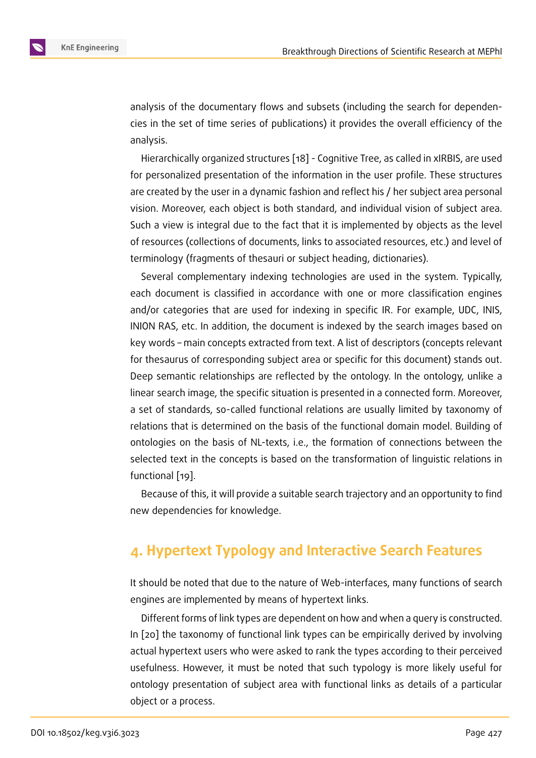analysis of the documentary flows and subsets (including the search for dependencies in the set of time series of publications) it provides the overall efficiency of the analysis.

Hierarchically organized structures [18] - Cognitive Tree, as called in xIRBIS, are used for personalized presentation of the information in the user profile. These structures are created by the user in a dynamic fashion and reflect his / her subject area personal vision. Moreover, each object is both standard, and individual vision of subject area. Such a view is integral due to the fact that it is implemented by objects as the level of resources (collections of documents, links to associated resources, etc.) and level of terminology (fragments of thesauri or subject heading, dictionaries).

Several complementary indexing technologies are used in the system. Typically, each document is classified in accordance with one or more classification engines and/or categories that are used for indexing in specific IR. For example, UDC, INIS, INION RAS, etc. In addition, the document is indexed by the search images based on key words – main concepts extracted from text. A list of descriptors (concepts relevant for thesaurus of corresponding subject area or specific for this document) stands out. Deep semantic relationships are reflected by the ontology. In the ontology, unlike a linear search image, the specific situation is presented in a connected form. Moreover, a set of standards, so-called functional relations are usually limited by taxonomy of relations that is determined on the basis of the functional domain model. Building of ontologies on the basis of NL-texts, i.e., the formation of connections between the selected text in the concepts is based on the transformation of linguistic relations in functional [19].

Because of this, it will provide a suitable search trajectory and an opportunity to find new dependencies for knowledge.

## 4. Hypertext Typology and Interactive Search Features

It should be noted that due to the nature of Web-interfaces, many functions of search engines are implemented by means of hypertext links.

Different forms of link types are dependent on how and when a query is constructed. In [20] the taxonomy of functional link types can be empirically derived by involving actual hypertext users who were asked to rank the types according to their perceived usefulness. However, it must be noted that such typology is more likely useful for ontology presentation of subject area with functional links as details of a particular object or a process.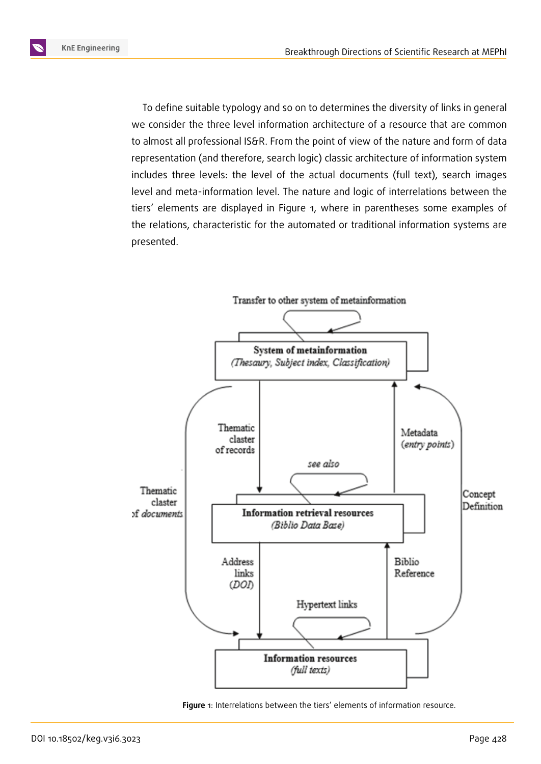To define suitable typology and so on to determines the diversity of links in general we consider the three level information architecture of a resource that are common to almost all professional IS&R. From the point of view of the nature and form of data representation (and therefore, search logic) classic architecture of information system includes three levels: the level of the actual documents (full text), search images level and meta-information level. The nature and logic of interrelations between the tiers' elements are displayed in Figure 1, where in parentheses some examples of the relations, characteristic for the automated or traditional information systems are presented.

Transfer to other system of metainformation

**System of metainformation**
*(Thesaury, Subject index, Classification)*

Thematic claster of records

Metadata (*entry points*)

Thematic claster of *documents*

Concept Definition

*see also*

**Information retrieval resources**
*(Biblio Data Base)*

Address links (*DOI*)

Biblio Reference

Hypertext links

**Information resources**
*(full texts)*

**Figure** 1: Interrelations between the tiers' elements of information resource.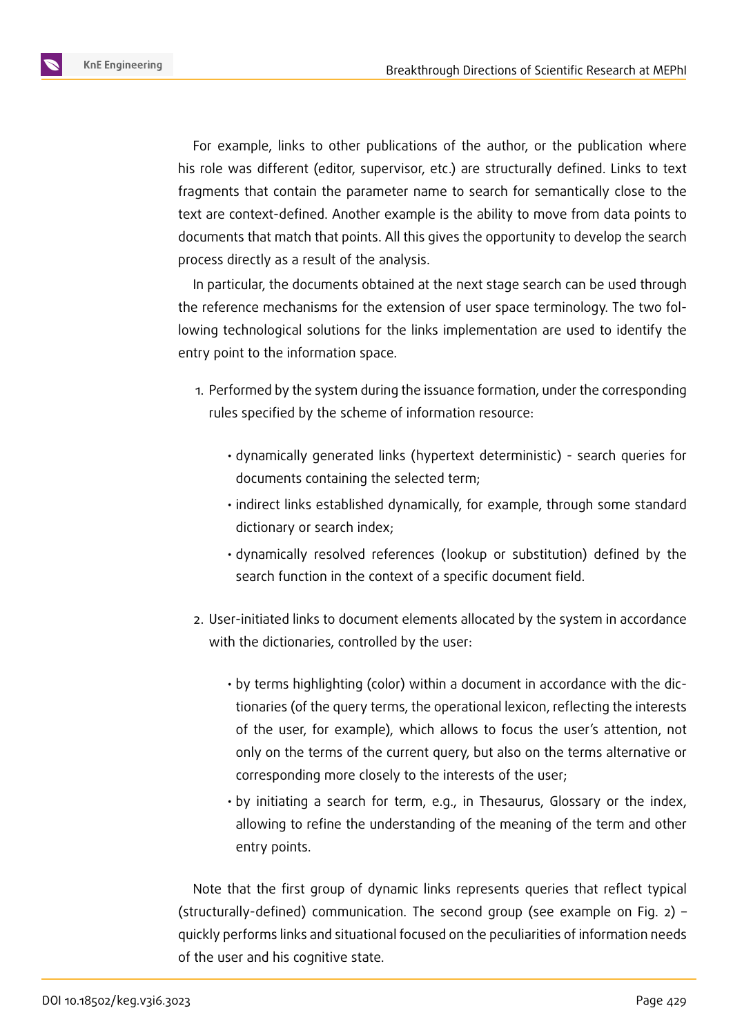For example, links to other publications of the author, or the publication where his role was different (editor, supervisor, etc.) are structurally defined. Links to text fragments that contain the parameter name to search for semantically close to the text are context-defined. Another example is the ability to move from data points to documents that match that points. All this gives the opportunity to develop the search process directly as a result of the analysis.

In particular, the documents obtained at the next stage search can be used through the reference mechanisms for the extension of user space terminology. The two following technological solutions for the links implementation are used to identify the entry point to the information space.

1. Performed by the system during the issuance formation, under the corresponding rules specified by the scheme of information resource:
   - dynamically generated links (hypertext deterministic) - search queries for documents containing the selected term;
   - indirect links established dynamically, for example, through some standard dictionary or search index;
   - dynamically resolved references (lookup or substitution) defined by the search function in the context of a specific document field.
2. User-initiated links to document elements allocated by the system in accordance with the dictionaries, controlled by the user:
   - by terms highlighting (color) within a document in accordance with the dictionaries (of the query terms, the operational lexicon, reflecting the interests of the user, for example), which allows to focus the user's attention, not only on the terms of the current query, but also on the terms alternative or corresponding more closely to the interests of the user;
   - by initiating a search for term, e.g., in Thesaurus, Glossary or the index, allowing to refine the understanding of the meaning of the term and other entry points.

Note that the first group of dynamic links represents queries that reflect typical (structurally-defined) communication. The second group (see example on Fig. 2) – quickly performs links and situational focused on the peculiarities of information needs of the user and his cognitive state.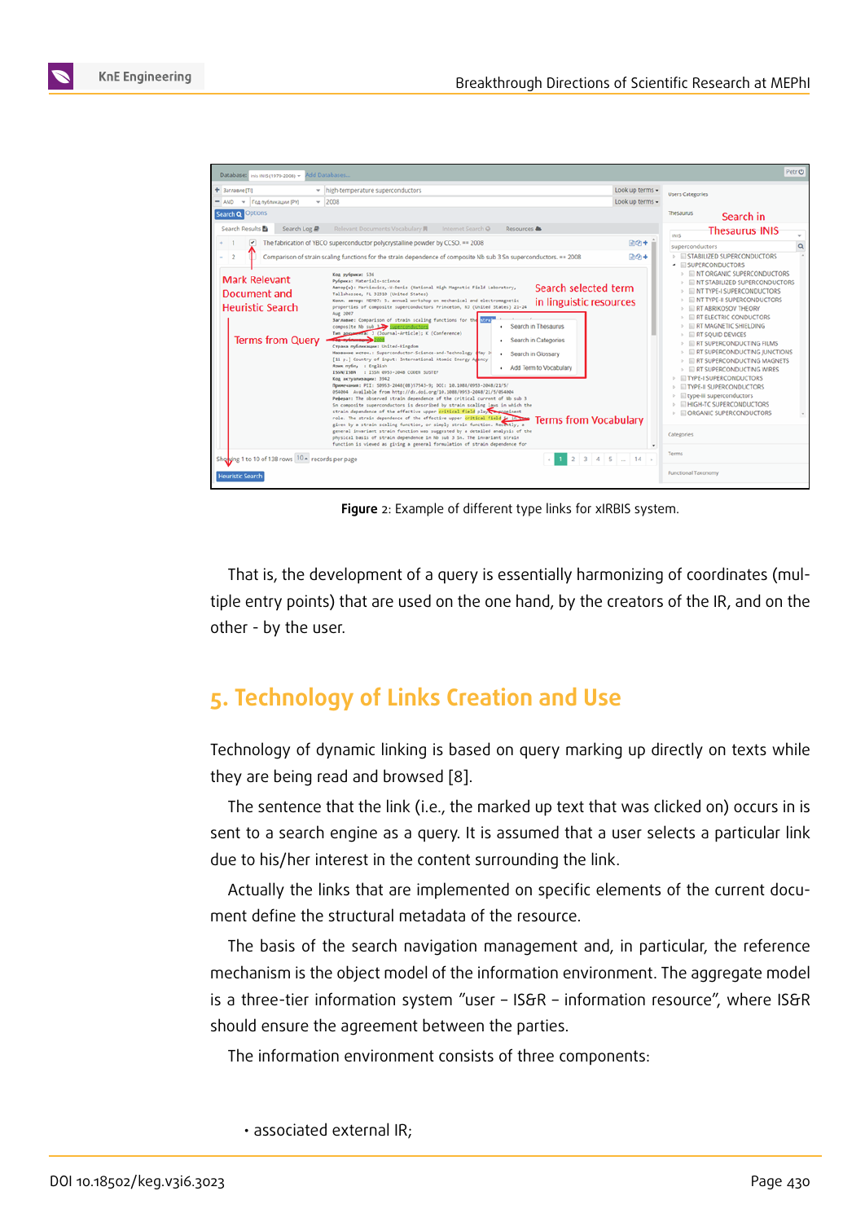**Figure** 2: Example of different type links for xIRBIS system.

That is, the development of a query is essentially harmonizing of coordinates (multiple entry points) that are used on the one hand, by the creators of the IR, and on the other - by the user.

## 5. Technology of Links Creation and Use

Technology of dynamic linking is based on query marking up directly on texts while they are being read and browsed [8].

The sentence that the link (i.e., the marked up text that was clicked on) occurs in is sent to a search engine as a query. It is assumed that a user selects a particular link due to his/her interest in the content surrounding the link.

Actually the links that are implemented on specific elements of the current document define the structural metadata of the resource.

The basis of the search navigation management and, in particular, the reference mechanism is the object model of the information environment. The aggregate model is a three-tier information system "user – IS&R – information resource", where IS&R should ensure the agreement between the parties.

The information environment consists of three components:

- associated external IR;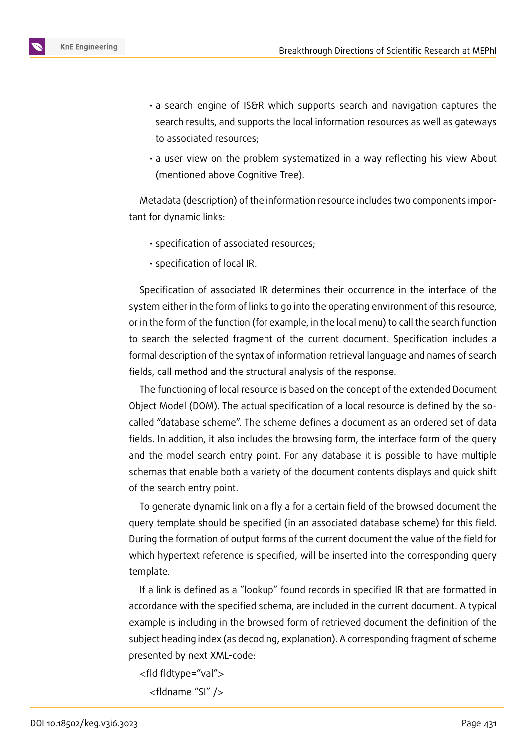- a search engine of IS&R which supports search and navigation captures the search results, and supports the local information resources as well as gateways to associated resources;
- a user view on the problem systematized in a way reflecting his view About (mentioned above Cognitive Tree).

Metadata (description) of the information resource includes two components important for dynamic links:

- specification of associated resources;
- specification of local IR.

Specification of associated IR determines their occurrence in the interface of the system either in the form of links to go into the operating environment of this resource, or in the form of the function (for example, in the local menu) to call the search function to search the selected fragment of the current document. Specification includes a formal description of the syntax of information retrieval language and names of search fields, call method and the structural analysis of the response.

The functioning of local resource is based on the concept of the extended Document Object Model (DOM). The actual specification of a local resource is defined by the so-called "database scheme". The scheme defines a document as an ordered set of data fields. In addition, it also includes the browsing form, the interface form of the query and the model search entry point. For any database it is possible to have multiple schemas that enable both a variety of the document contents displays and quick shift of the search entry point.

To generate dynamic link on a fly a for a certain field of the browsed document the query template should be specified (in an associated database scheme) for this field. During the formation of output forms of the current document the value of the field for which hypertext reference is specified, will be inserted into the corresponding query template.

If a link is defined as a "lookup" found records in specified IR that are formatted in accordance with the specified schema, are included in the current document. A typical example is including in the browsed form of retrieved document the definition of the subject heading index (as decoding, explanation). A corresponding fragment of scheme presented by next XML-code:

```
<fld fldtype="val">
  <fldname "SI" />
```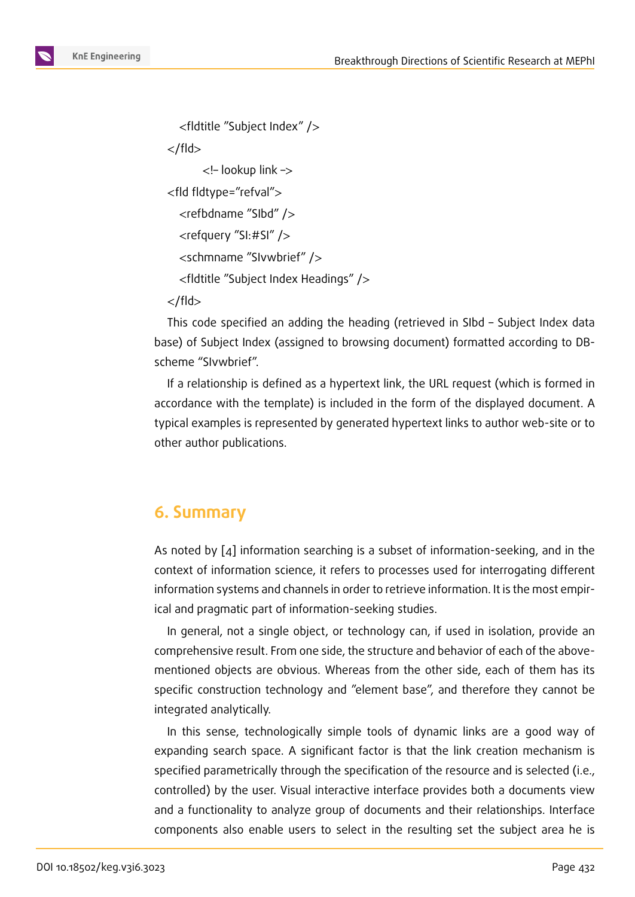```
    <fldtitle "Subject Index" />
  </fld>
        <!– lookup link –>
  <fld fldtype="refval">
    <refbdname "SIbd" />
    <refquery "SI:#SI" />
    <schmname "SIvwbrief" />
    <fldtitle "Subject Index Headings" />
  </fld>
```

This code specified an adding the heading (retrieved in SIbd – Subject Index data base) of Subject Index (assigned to browsing document) formatted according to DB-scheme "SIvwbrief".

If a relationship is defined as a hypertext link, the URL request (which is formed in accordance with the template) is included in the form of the displayed document. A typical examples is represented by generated hypertext links to author web-site or to other author publications.

## 6. Summary

As noted by [4] information searching is a subset of information-seeking, and in the context of information science, it refers to processes used for interrogating different information systems and channels in order to retrieve information. It is the most empirical and pragmatic part of information-seeking studies.

In general, not a single object, or technology can, if used in isolation, provide an comprehensive result. From one side, the structure and behavior of each of the above-mentioned objects are obvious. Whereas from the other side, each of them has its specific construction technology and "element base", and therefore they cannot be integrated analytically.

In this sense, technologically simple tools of dynamic links are a good way of expanding search space. A significant factor is that the link creation mechanism is specified parametrically through the specification of the resource and is selected (i.e., controlled) by the user. Visual interactive interface provides both a documents view and a functionality to analyze group of documents and their relationships. Interface components also enable users to select in the resulting set the subject area he is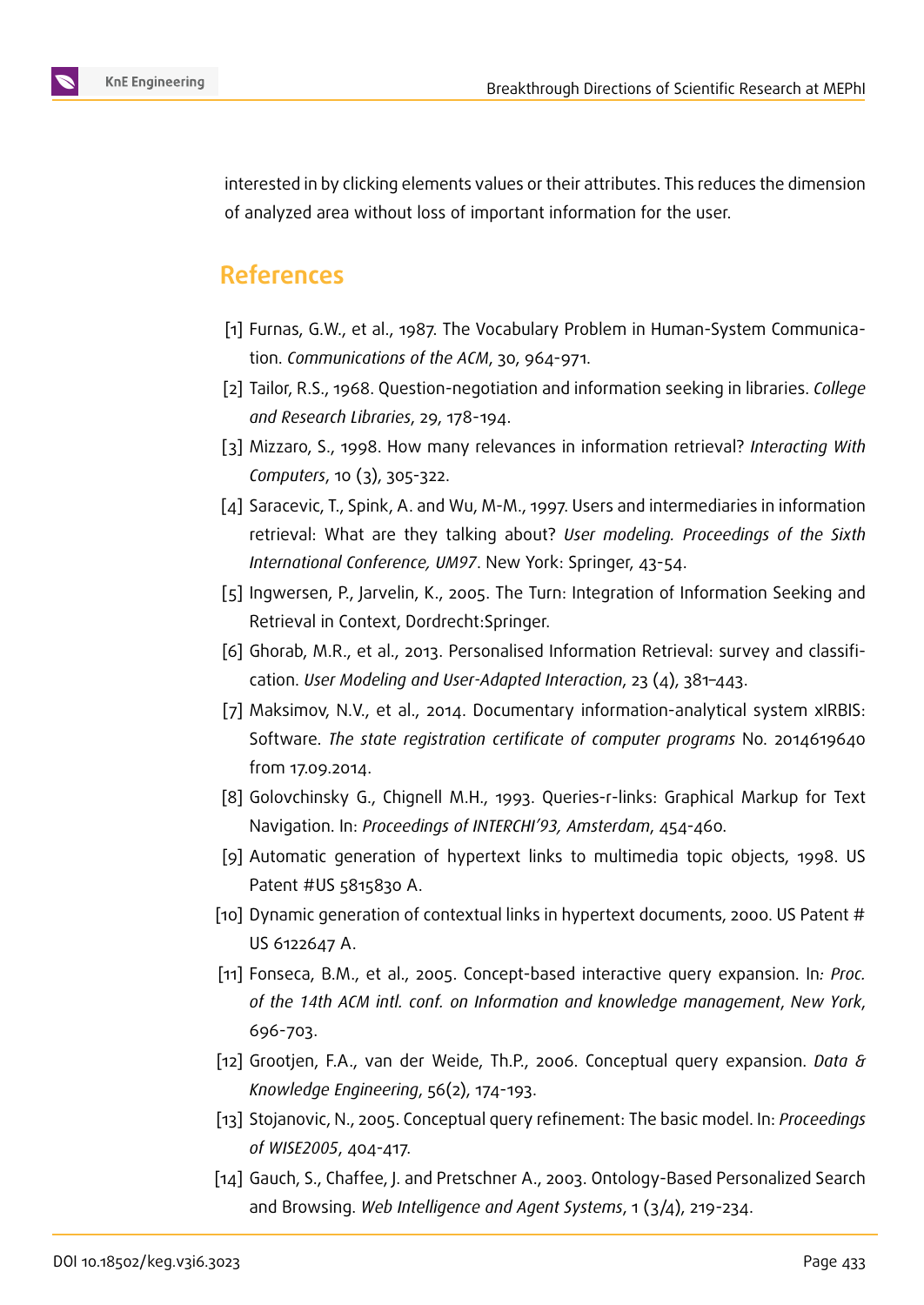interested in by clicking elements values or their attributes. This reduces the dimension of analyzed area without loss of important information for the user.

## References

[1] Furnas, G.W., et al., 1987. The Vocabulary Problem in Human-System Communication. *Communications of the ACM*, 30, 964-971.

[2] Tailor, R.S., 1968. Question-negotiation and information seeking in libraries. *College and Research Libraries*, 29, 178-194.

[3] Mizzaro, S., 1998. How many relevances in information retrieval? *Interacting With Computers*, 10 (3), 305-322.

[4] Saracevic, T., Spink, A. and Wu, M-M., 1997. Users and intermediaries in information retrieval: What are they talking about? *User modeling. Proceedings of the Sixth International Conference, UM97*. New York: Springer, 43-54.

[5] Ingwersen, P., Jarvelin, K., 2005. The Turn: Integration of Information Seeking and Retrieval in Context, Dordrecht:Springer.

[6] Ghorab, M.R., et al., 2013. Personalised Information Retrieval: survey and classification. *User Modeling and User-Adapted Interaction*, 23 (4), 381–443.

[7] Maksimov, N.V., et al., 2014. Documentary information-analytical system xIRBIS: Software. *The state registration certificate of computer programs* No. 2014619640 from 17.09.2014.

[8] Golovchinsky G., Chignell M.H., 1993. Queries-r-links: Graphical Markup for Text Navigation. In: *Proceedings of INTERCHI'93, Amsterdam*, 454-460.

[9] Automatic generation of hypertext links to multimedia topic objects, 1998. US Patent #US 5815830 A.

[10] Dynamic generation of contextual links in hypertext documents, 2000. US Patent # US 6122647 A.

[11] Fonseca, B.M., et al., 2005. Concept-based interactive query expansion. In*: Proc. of the 14th ACM intl. conf. on Information and knowledge management*, *New York*, 696-703.

[12] Grootjen, F.A., van der Weide, Th.P., 2006. Conceptual query expansion. *Data & Knowledge Engineering*, 56(2), 174-193.

[13] Stojanovic, N., 2005. Conceptual query refinement: The basic model. In: *Proceedings of WISE2005*, 404-417.

[14] Gauch, S., Chaffee, J. and Pretschner A., 2003. Ontology-Based Personalized Search and Browsing. *Web Intelligence and Agent Systems*, 1 (3/4), 219-234.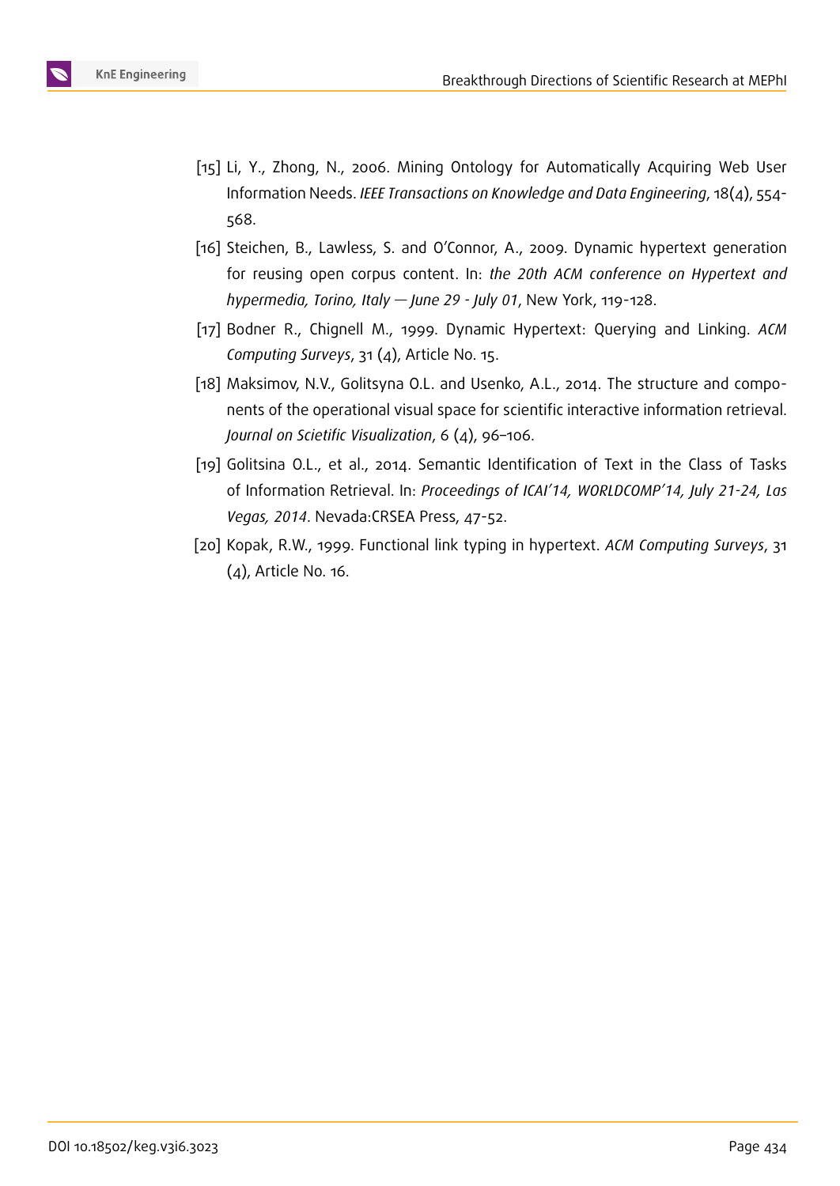[15] Li, Y., Zhong, N., 2006. Mining Ontology for Automatically Acquiring Web User Information Needs. *IEEE Transactions on Knowledge and Data Engineering*, 18(4), 554-568.

[16] Steichen, B., Lawless, S. and O'Connor, A., 2009. Dynamic hypertext generation for reusing open corpus content. In: *the 20th ACM conference on Hypertext and hypermedia, Torino, Italy — June 29 - July 01*, New York, 119-128.

[17] Bodner R., Chignell M., 1999. Dynamic Hypertext: Querying and Linking. *ACM Computing Surveys*, 31 (4), Article No. 15.

[18] Maksimov, N.V., Golitsyna O.L. and Usenko, A.L., 2014. The structure and components of the operational visual space for scientific interactive information retrieval. *Journal on Scietific Visualization*, 6 (4), 96–106.

[19] Golitsina O.L., et al., 2014. Semantic Identification of Text in the Class of Tasks of Information Retrieval. In: *Proceedings of ICAI'14, WORLDCOMP'14, July 21-24, Las Vegas, 2014*. Nevada:CRSEA Press, 47-52.

[20] Kopak, R.W., 1999. Functional link typing in hypertext. *ACM Computing Surveys*, 31 (4), Article No. 16.